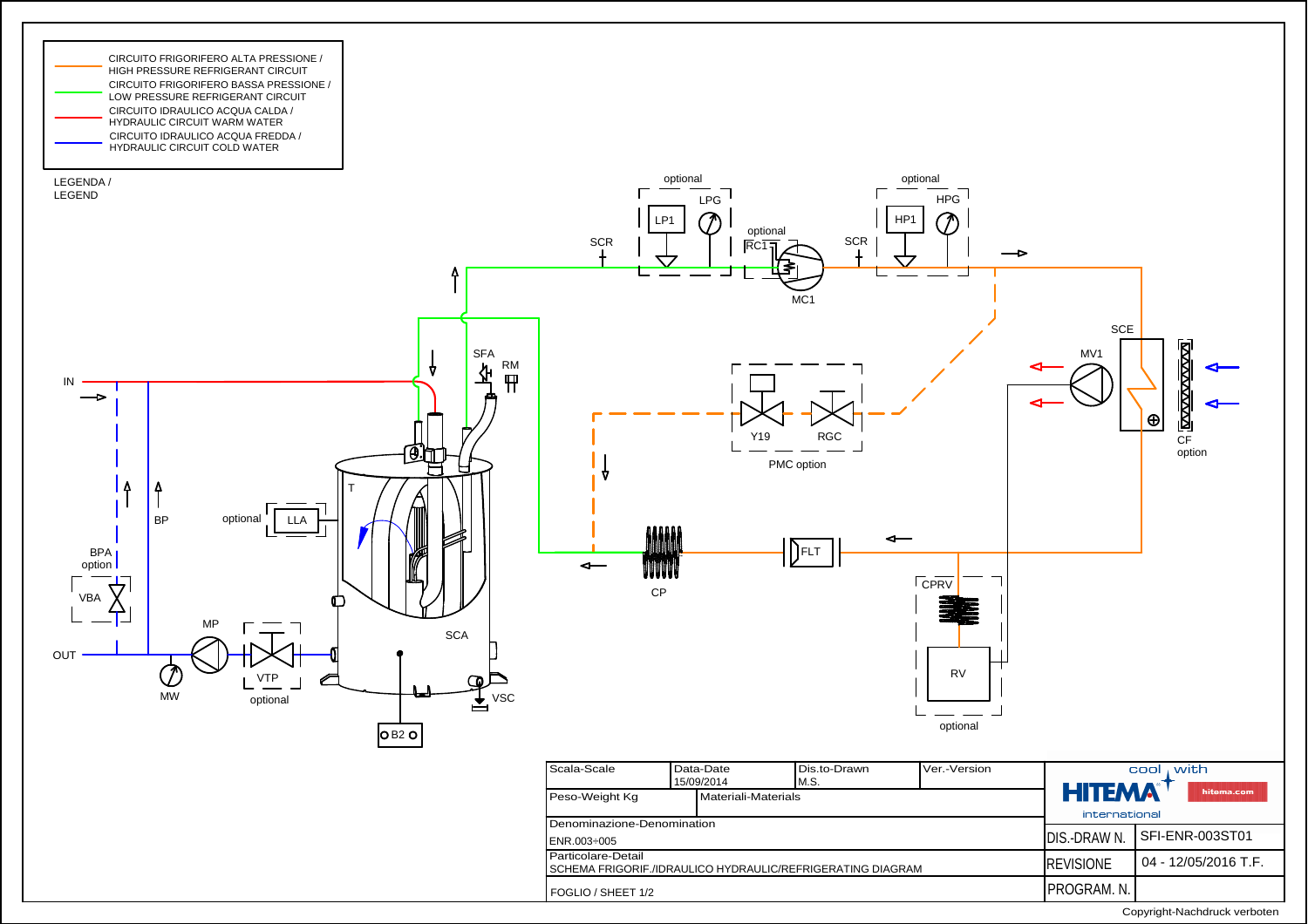## LEGENDA / LEGEND

- CIRCUITO FRIGORIFERO ALTA PRESSIONE / HIGH PRESSURE REFRIGERANT CIRCUIT
- CIRCUITO FRIGORIFERO BASSA PRESSIONE / LOW PRESSURE REFRIGERANT CIRCUIT
- CIRCUITO IDRAULICO ACQUA CALDA / HYDRAULIC CIRCUIT WARM WATER
- CIRCUITO IDRAULICO ACQUA FREDDA / HYDRAULIC CIRCUIT COLD WATER

optional LP1 LPG · SCR · optional RC1 · MC1 · SCR · optional HP1 HPG · SCE · MV1 · CF option · Y19 · RGC · PMC option · FLT · CP · CPRV · RV · optional · IN · OUT · BP · BPA option · VBA · MP · VTP · optional · MW · SFA · RM · T · optional LLA · SCA · VSC · B2

| Scala-Scale | Data-Date 15/09/2014 | Dis.to-Drawn M.S. | Ver.-Version |
|---|---|---|---|
| Peso-Weight Kg | Materiali-Materials | | |
| Denominazione-Denomination ENR.003÷005 | | | |
| Particolare-Detail SCHEMA FRIGORIF./IDRAULICO HYDRAULIC/REFRIGERATING DIAGRAM | | | |
| FOGLIO / SHEET 1/2 | | | |

cool with HITEMA international hitema.com

| | |
|---|---|
| DIS.-DRAW N. | SFI-ENR-003ST01 |
| REVISIONE | 04 - 12/05/2016 T.F. |
| PROGRAM. N. | |

Copyright-Nachdruck verboten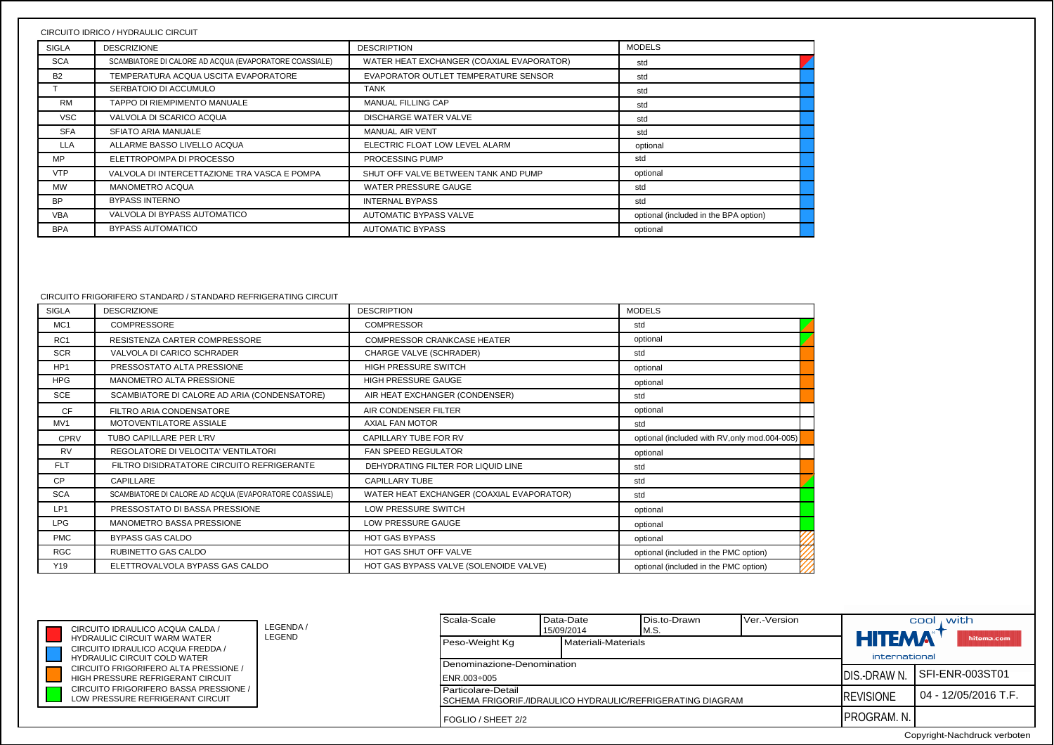CIRCUITO IDRICO / HYDRAULIC CIRCUIT

| SIGLA | DESCRIZIONE | DESCRIPTION | MODELS |
|---|---|---|---|
| SCA | SCAMBIATORE DI CALORE AD ACQUA (EVAPORATORE COASSIALE) | WATER HEAT EXCHANGER (COAXIAL EVAPORATOR) | std |
| B2 | TEMPERATURA ACQUA USCITA EVAPORATORE | EVAPORATOR OUTLET TEMPERATURE SENSOR | std |
| T | SERBATOIO DI ACCUMULO | TANK | std |
| RM | TAPPO DI RIEMPIMENTO MANUALE | MANUAL FILLING CAP | std |
| VSC | VALVOLA DI SCARICO ACQUA | DISCHARGE WATER VALVE | std |
| SFA | SFIATO ARIA MANUALE | MANUAL AIR VENT | std |
| LLA | ALLARME BASSO LIVELLO ACQUA | ELECTRIC FLOAT LOW LEVEL ALARM | optional |
| MP | ELETTROPOMPA DI PROCESSO | PROCESSING PUMP | std |
| VTP | VALVOLA DI INTERCETTAZIONE TRA VASCA E POMPA | SHUT OFF VALVE BETWEEN TANK AND PUMP | optional |
| MW | MANOMETRO ACQUA | WATER PRESSURE GAUGE | std |
| BP | BYPASS INTERNO | INTERNAL BYPASS | std |
| VBA | VALVOLA DI BYPASS AUTOMATICO | AUTOMATIC BYPASS VALVE | optional (included in the BPA option) |
| BPA | BYPASS AUTOMATICO | AUTOMATIC BYPASS | optional |

CIRCUITO FRIGORIFERO STANDARD / STANDARD REFRIGERATING CIRCUIT

| SIGLA | DESCRIZIONE | DESCRIPTION | MODELS |
|---|---|---|---|
| MC1 | COMPRESSORE | COMPRESSOR | std |
| RC1 | RESISTENZA CARTER COMPRESSORE | COMPRESSOR CRANKCASE HEATER | optional |
| SCR | VALVOLA DI CARICO SCHRADER | CHARGE VALVE (SCHRADER) | std |
| HP1 | PRESSOSTATO ALTA PRESSIONE | HIGH PRESSURE SWITCH | optional |
| HPG | MANOMETRO ALTA PRESSIONE | HIGH PRESSURE GAUGE | optional |
| SCE | SCAMBIATORE DI CALORE AD ARIA (CONDENSATORE) | AIR HEAT EXCHANGER (CONDENSER) | std |
| CF | FILTRO ARIA CONDENSATORE | AIR CONDENSER FILTER | optional |
| MV1 | MOTOVENTILATORE ASSIALE | AXIAL FAN MOTOR | std |
| CPRV | TUBO CAPILLARE PER L'RV | CAPILLARY TUBE FOR RV | optional (included with RV,only mod.004-005) |
| RV | REGOLATORE DI VELOCITA' VENTILATORI | FAN SPEED REGULATOR | optional |
| FLT | FILTRO DISIDRATATORE CIRCUITO REFRIGERANTE | DEHYDRATING FILTER FOR LIQUID LINE | std |
| CP | CAPILLARE | CAPILLARY TUBE | std |
| SCA | SCAMBIATORE DI CALORE AD ACQUA (EVAPORATORE COASSIALE) | WATER HEAT EXCHANGER (COAXIAL EVAPORATOR) | std |
| LP1 | PRESSOSTATO DI BASSA PRESSIONE | LOW PRESSURE SWITCH | optional |
| LPG | MANOMETRO BASSA PRESSIONE | LOW PRESSURE GAUGE | optional |
| PMC | BYPASS GAS CALDO | HOT GAS BYPASS | optional |
| RGC | RUBINETTO GAS CALDO | HOT GAS SHUT OFF VALVE | optional (included in the PMC option) |
| Y19 | ELETTROVALVOLA BYPASS GAS CALDO | HOT GAS BYPASS VALVE (SOLENOIDE VALVE) | optional (included in the PMC option) |

LEGENDA / LEGEND

- CIRCUITO IDRAULICO ACQUA CALDA / HYDRAULIC CIRCUIT WARM WATER
- CIRCUITO IDRAULICO ACQUA FREDDA / HYDRAULIC CIRCUIT COLD WATER
- CIRCUITO FRIGORIFERO ALTA PRESSIONE / HIGH PRESSURE REFRIGERANT CIRCUIT
- CIRCUITO FRIGORIFERO BASSA PRESSIONE / LOW PRESSURE REFRIGERANT CIRCUIT

| Scala-Scale | Data-Date 15/09/2014 | Dis.to-Drawn M.S. | Ver.-Version |
|---|---|---|---|
| Peso-Weight Kg | Materiali-Materials | | |
| Denominazione-Denomination ENR.003÷005 | | | |
| Particolare-Detail SCHEMA FRIGORIF./IDRAULICO HYDRAULIC/REFRIGERATING DIAGRAM | | | |
| FOGLIO / SHEET 2/2 | | | |

cool with HITEMA international hitema.com

| | |
|---|---|
| DIS.-DRAW N. | SFI-ENR-003ST01 |
| REVISIONE | 04 - 12/05/2016 T.F. |
| PROGRAM. N. | |

Copyright-Nachdruck verboten